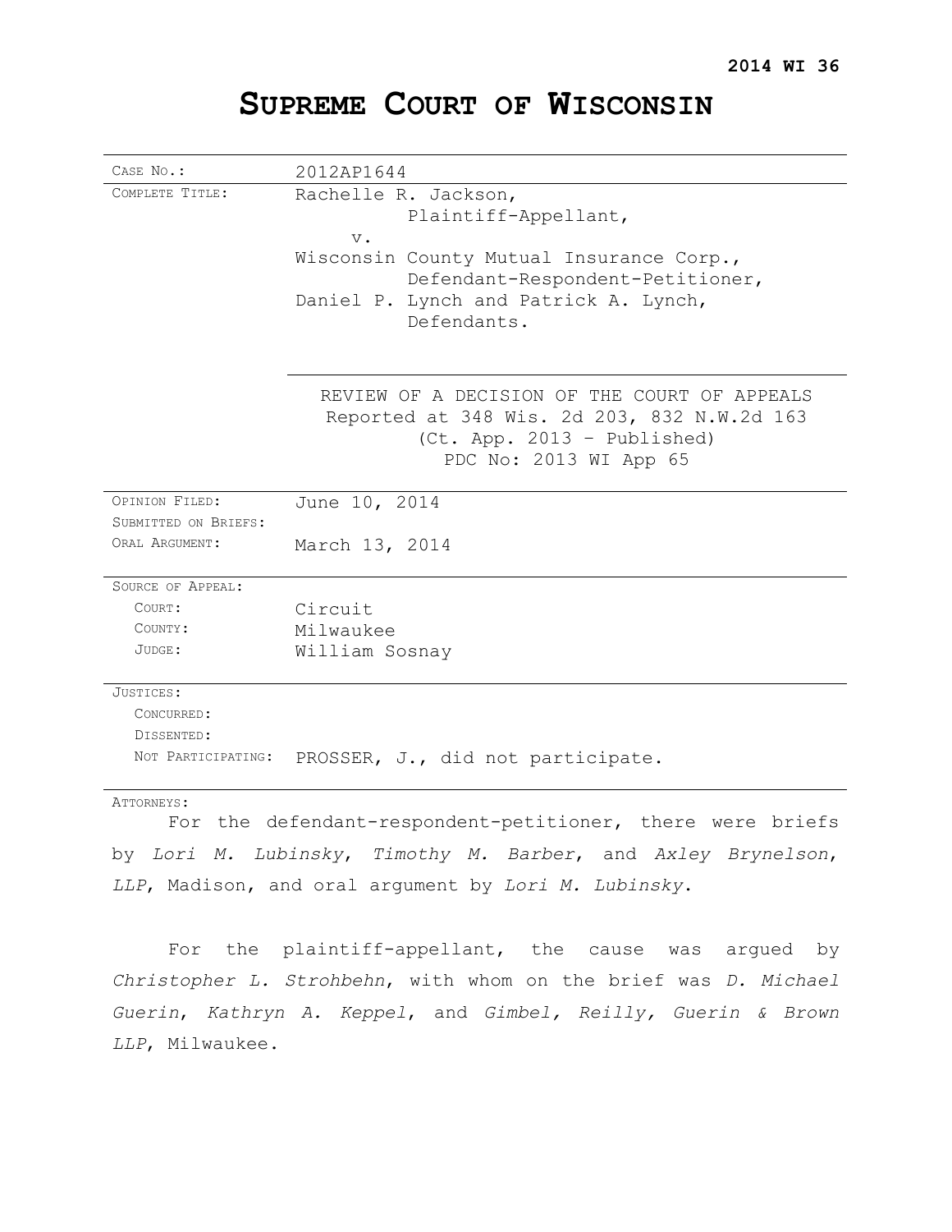**2014 WI 36**

# SUPREME COURT OF WISCONSIN

| | |
|---|---|
| CASE NO.: | 2012AP1644 |
| COMPLETE TITLE: | Rachelle R. Jackson,<br>Plaintiff-Appellant,<br>v.<br>Wisconsin County Mutual Insurance Corp.,<br>Defendant-Respondent-Petitioner,<br>Daniel P. Lynch and Patrick A. Lynch,<br>Defendants. |
| | REVIEW OF A DECISION OF THE COURT OF APPEALS<br>Reported at 348 Wis. 2d 203, 832 N.W.2d 163<br>(Ct. App. 2013 – Published)<br>PDC No: 2013 WI App 65 |
| OPINION FILED: | June 10, 2014 |
| SUBMITTED ON BRIEFS: | |
| ORAL ARGUMENT: | March 13, 2014 |
| SOURCE OF APPEAL: | |
| COURT: | Circuit |
| COUNTY: | Milwaukee |
| JUDGE: | William Sosnay |
| JUSTICES: | |
| CONCURRED: | |
| DISSENTED: | |
| NOT PARTICIPATING: | PROSSER, J., did not participate. |

ATTORNEYS:

For the defendant-respondent-petitioner, there were briefs by *Lori M. Lubinsky*, *Timothy M. Barber*, and *Axley Brynelson, LLP*, Madison, and oral argument by *Lori M. Lubinsky*.

For the plaintiff-appellant, the cause was argued by *Christopher L. Strohbehn*, with whom on the brief was *D. Michael Guerin*, *Kathryn A. Keppel*, and *Gimbel, Reilly, Guerin & Brown LLP*, Milwaukee.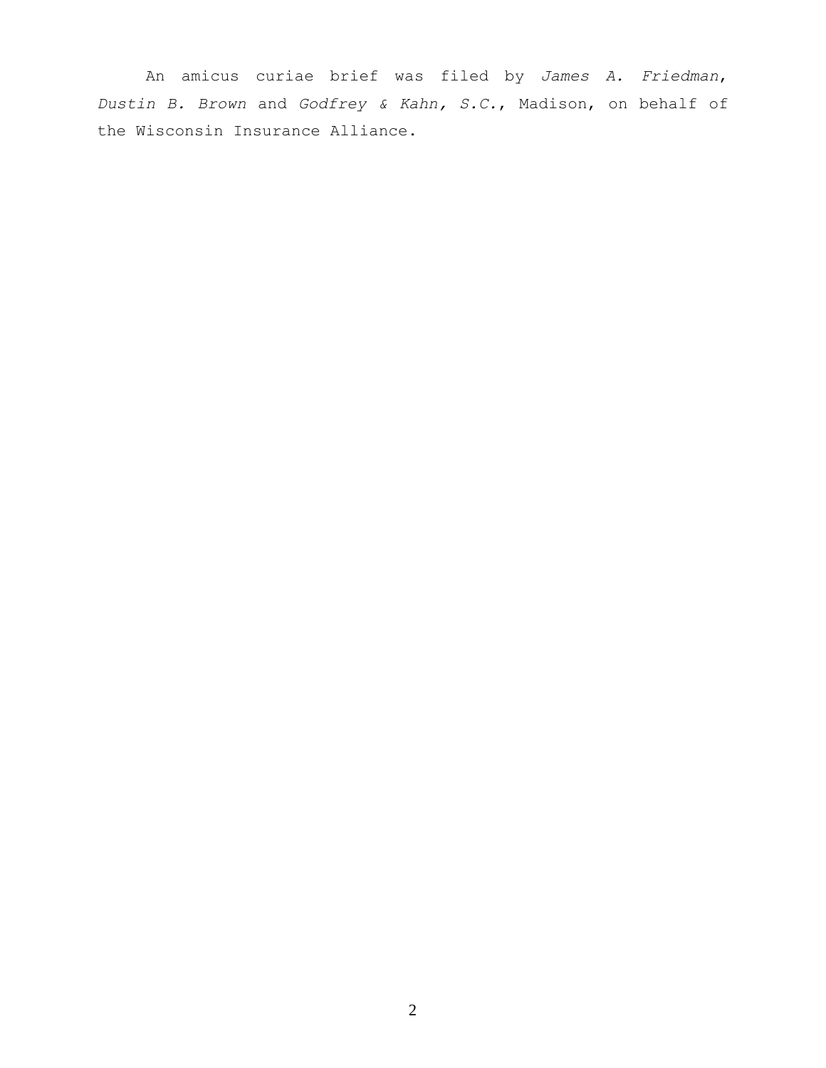An amicus curiae brief was filed by *James A. Friedman*, *Dustin B. Brown* and *Godfrey & Kahn, S.C.*, Madison, on behalf of the Wisconsin Insurance Alliance.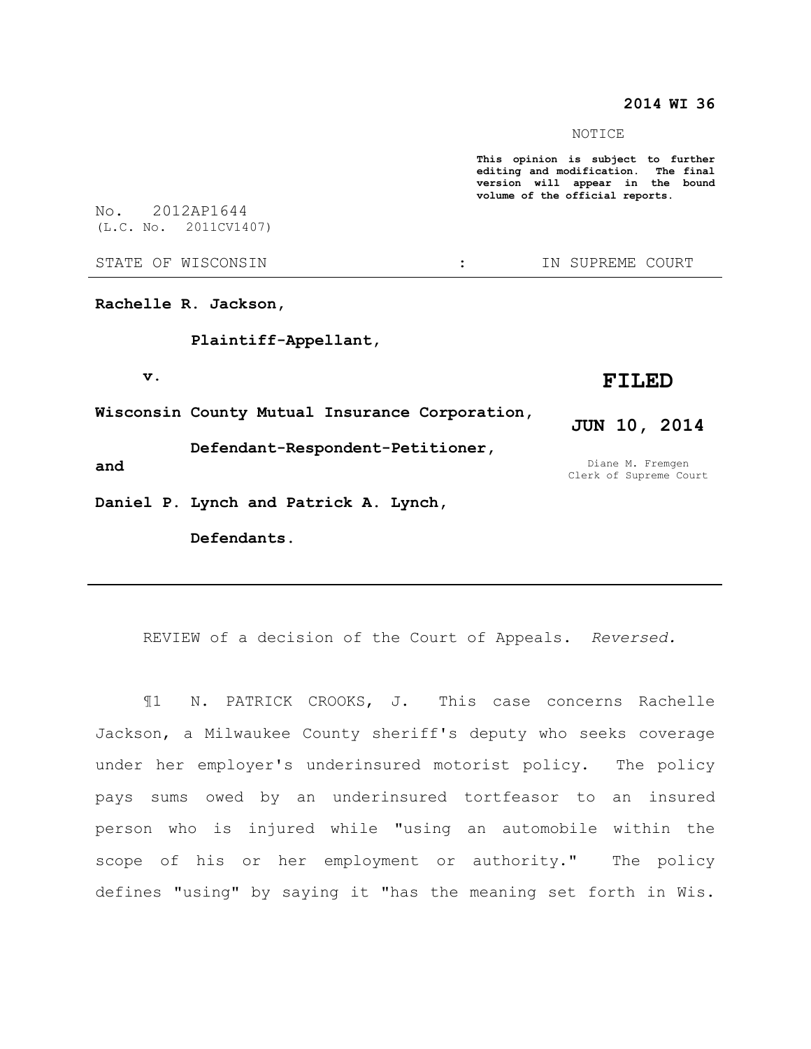**2014 WI 36**

NOTICE

**This opinion is subject to further editing and modification. The final version will appear in the bound volume of the official reports.**

No. 2012AP1644
(L.C. No. 2011CV1407)

STATE OF WISCONSIN : IN SUPREME COURT

**Rachelle R. Jackson,**

**Plaintiff-Appellant,**

**v.**

**Wisconsin County Mutual Insurance Corporation,**

**Defendant-Respondent-Petitioner,**

**and**

**Daniel P. Lynch and Patrick A. Lynch,**

**Defendants.**

**FILED**

**JUN 10, 2014**

Diane M. Fremgen
Clerk of Supreme Court

---

REVIEW of a decision of the Court of Appeals. *Reversed.*

¶1 N. PATRICK CROOKS, J. This case concerns Rachelle Jackson, a Milwaukee County sheriff's deputy who seeks coverage under her employer's underinsured motorist policy. The policy pays sums owed by an underinsured tortfeasor to an insured person who is injured while "using an automobile within the scope of his or her employment or authority." The policy defines "using" by saying it "has the meaning set forth in Wis.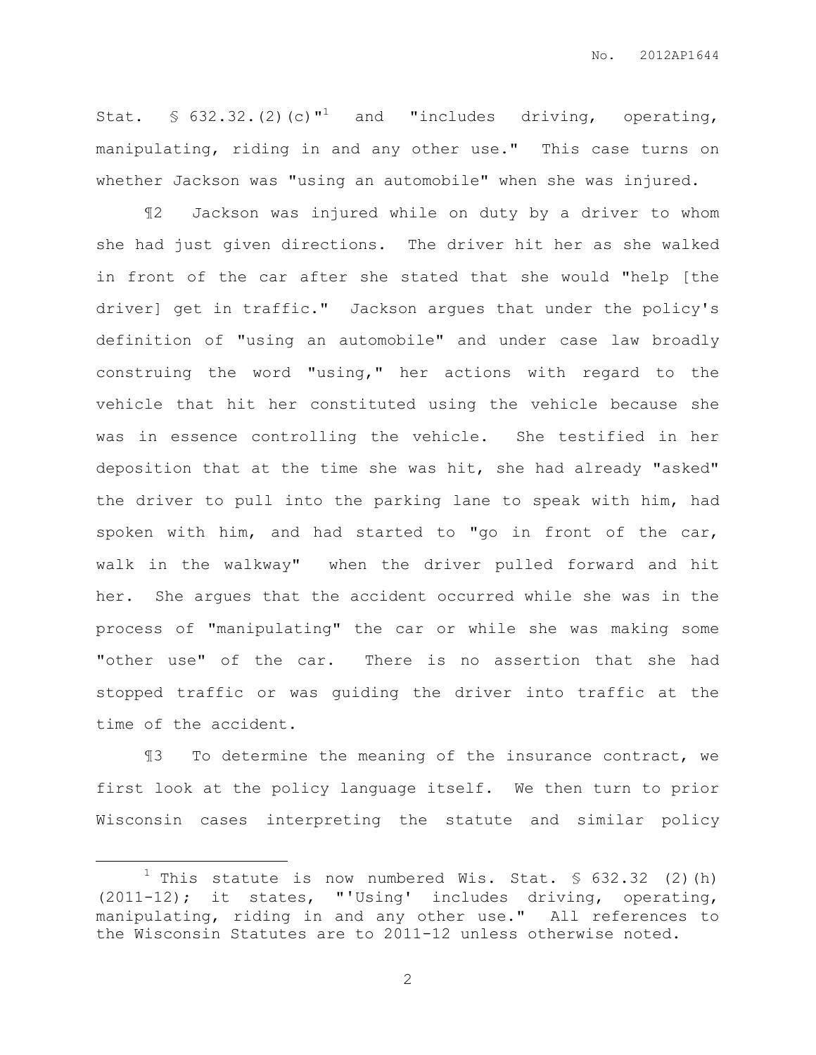Stat. § 632.32.(2)(c)"[1] and "includes driving, operating, manipulating, riding in and any other use." This case turns on whether Jackson was "using an automobile" when she was injured.

¶2 Jackson was injured while on duty by a driver to whom she had just given directions. The driver hit her as she walked in front of the car after she stated that she would "help [the driver] get in traffic." Jackson argues that under the policy's definition of "using an automobile" and under case law broadly construing the word "using," her actions with regard to the vehicle that hit her constituted using the vehicle because she was in essence controlling the vehicle. She testified in her deposition that at the time she was hit, she had already "asked" the driver to pull into the parking lane to speak with him, had spoken with him, and had started to "go in front of the car, walk in the walkway" when the driver pulled forward and hit her. She argues that the accident occurred while she was in the process of "manipulating" the car or while she was making some "other use" of the car. There is no assertion that she had stopped traffic or was guiding the driver into traffic at the time of the accident.

¶3 To determine the meaning of the insurance contract, we first look at the policy language itself. We then turn to prior Wisconsin cases interpreting the statute and similar policy

---

[1] This statute is now numbered Wis. Stat. § 632.32 (2)(h) (2011-12); it states, "'Using' includes driving, operating, manipulating, riding in and any other use." All references to the Wisconsin Statutes are to 2011-12 unless otherwise noted.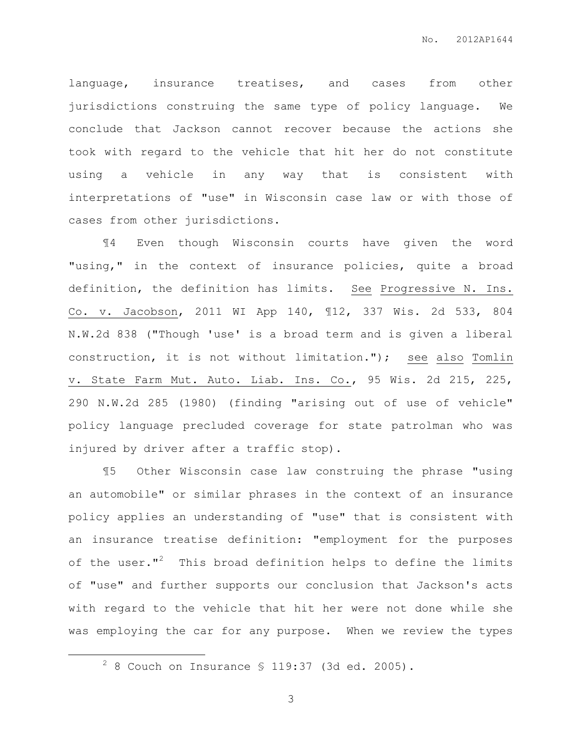language, insurance treatises, and cases from other jurisdictions construing the same type of policy language. We conclude that Jackson cannot recover because the actions she took with regard to the vehicle that hit her do not constitute using a vehicle in any way that is consistent with interpretations of "use" in Wisconsin case law or with those of cases from other jurisdictions.

¶4 Even though Wisconsin courts have given the word "using," in the context of insurance policies, quite a broad definition, the definition has limits. See Progressive N. Ins. Co. v. Jacobson, 2011 WI App 140, ¶12, 337 Wis. 2d 533, 804 N.W.2d 838 ("Though 'use' is a broad term and is given a liberal construction, it is not without limitation."); see also Tomlin v. State Farm Mut. Auto. Liab. Ins. Co., 95 Wis. 2d 215, 225, 290 N.W.2d 285 (1980) (finding "arising out of use of vehicle" policy language precluded coverage for state patrolman who was injured by driver after a traffic stop).

¶5 Other Wisconsin case law construing the phrase "using an automobile" or similar phrases in the context of an insurance policy applies an understanding of "use" that is consistent with an insurance treatise definition: "employment for the purposes of the user."[2] This broad definition helps to define the limits of "use" and further supports our conclusion that Jackson's acts with regard to the vehicle that hit her were not done while she was employing the car for any purpose. When we review the types

[2] 8 Couch on Insurance § 119:37 (3d ed. 2005).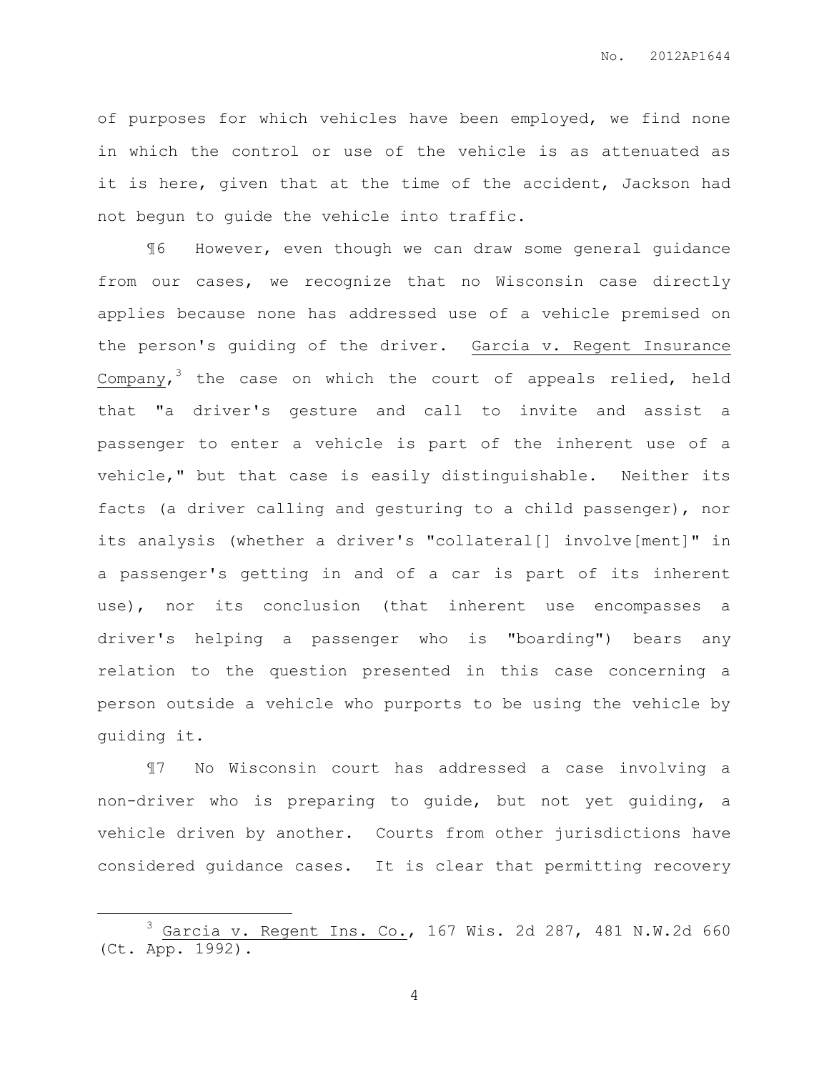of purposes for which vehicles have been employed, we find none in which the control or use of the vehicle is as attenuated as it is here, given that at the time of the accident, Jackson had not begun to guide the vehicle into traffic.

¶6 However, even though we can draw some general guidance from our cases, we recognize that no Wisconsin case directly applies because none has addressed use of a vehicle premised on the person's guiding of the driver. Garcia v. Regent Insurance Company,[3] the case on which the court of appeals relied, held that "a driver's gesture and call to invite and assist a passenger to enter a vehicle is part of the inherent use of a vehicle," but that case is easily distinguishable. Neither its facts (a driver calling and gesturing to a child passenger), nor its analysis (whether a driver's "collateral[] involve[ment]" in a passenger's getting in and of a car is part of its inherent use), nor its conclusion (that inherent use encompasses a driver's helping a passenger who is "boarding") bears any relation to the question presented in this case concerning a person outside a vehicle who purports to be using the vehicle by guiding it.

¶7 No Wisconsin court has addressed a case involving a non-driver who is preparing to guide, but not yet guiding, a vehicle driven by another. Courts from other jurisdictions have considered guidance cases. It is clear that permitting recovery

---

[3] Garcia v. Regent Ins. Co., 167 Wis. 2d 287, 481 N.W.2d 660 (Ct. App. 1992).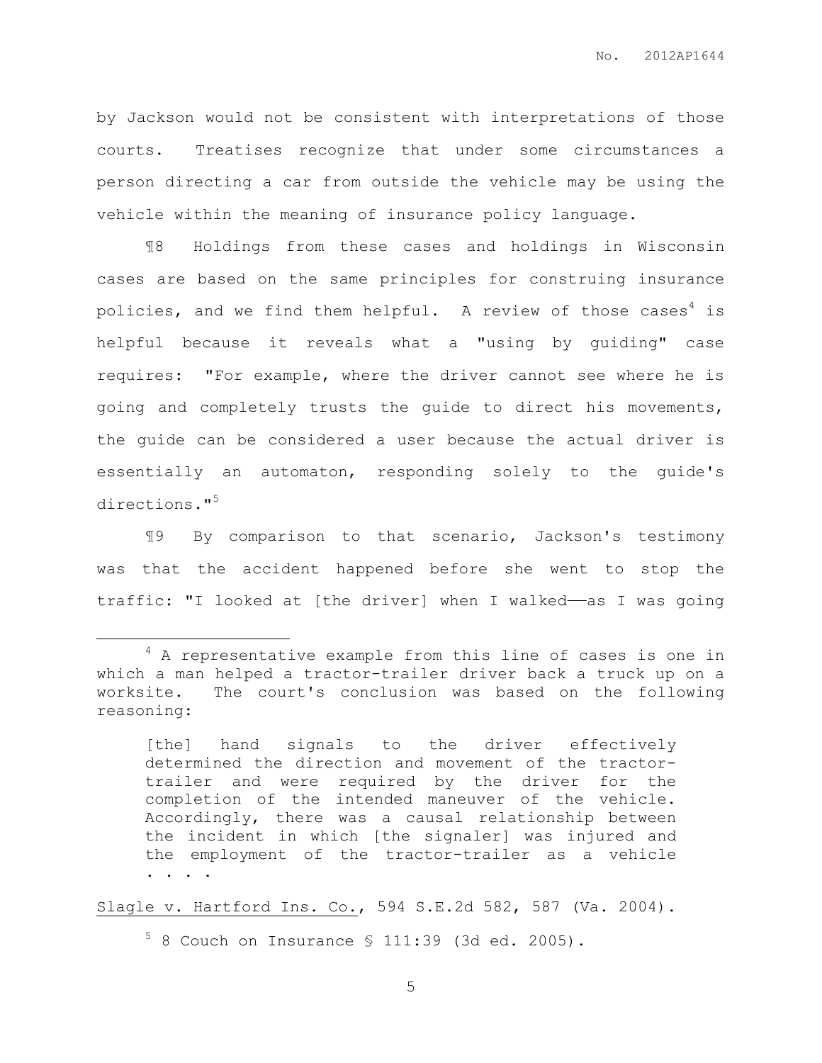by Jackson would not be consistent with interpretations of those courts. Treatises recognize that under some circumstances a person directing a car from outside the vehicle may be using the vehicle within the meaning of insurance policy language.

¶8 Holdings from these cases and holdings in Wisconsin cases are based on the same principles for construing insurance policies, and we find them helpful. A review of those cases[4] is helpful because it reveals what a "using by guiding" case requires: "For example, where the driver cannot see where he is going and completely trusts the guide to direct his movements, the guide can be considered a user because the actual driver is essentially an automaton, responding solely to the guide's directions."[5]

¶9 By comparison to that scenario, Jackson's testimony was that the accident happened before she went to stop the traffic: "I looked at [the driver] when I walked——as I was going

---

[4] A representative example from this line of cases is one in which a man helped a tractor-trailer driver back a truck up on a worksite. The court's conclusion was based on the following reasoning:

> [the] hand signals to the driver effectively determined the direction and movement of the tractor-trailer and were required by the driver for the completion of the intended maneuver of the vehicle. Accordingly, there was a causal relationship between the incident in which [the signaler] was injured and the employment of the tractor-trailer as a vehicle . . . .

Slagle v. Hartford Ins. Co., 594 S.E.2d 582, 587 (Va. 2004).

[5] 8 Couch on Insurance § 111:39 (3d ed. 2005).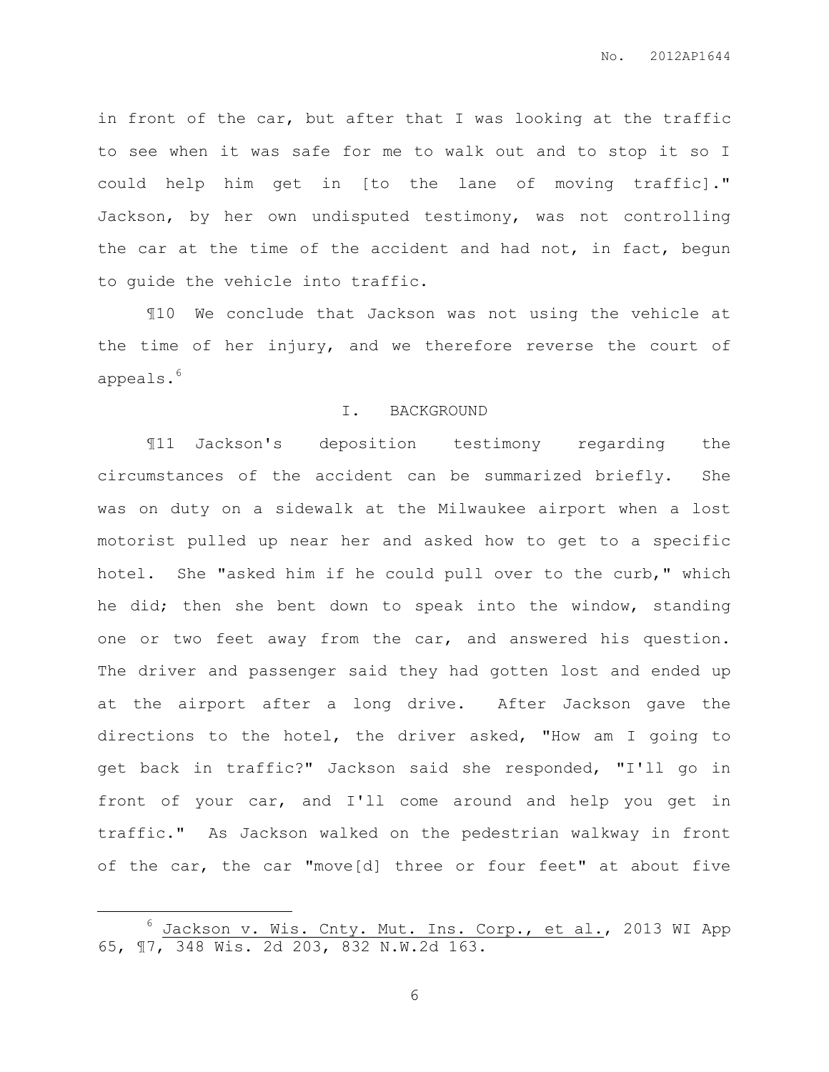in front of the car, but after that I was looking at the traffic to see when it was safe for me to walk out and to stop it so I could help him get in [to the lane of moving traffic]." Jackson, by her own undisputed testimony, was not controlling the car at the time of the accident and had not, in fact, begun to guide the vehicle into traffic.

¶10 We conclude that Jackson was not using the vehicle at the time of her injury, and we therefore reverse the court of appeals.[6]

## I. BACKGROUND

¶11 Jackson's deposition testimony regarding the circumstances of the accident can be summarized briefly. She was on duty on a sidewalk at the Milwaukee airport when a lost motorist pulled up near her and asked how to get to a specific hotel. She "asked him if he could pull over to the curb," which he did; then she bent down to speak into the window, standing one or two feet away from the car, and answered his question. The driver and passenger said they had gotten lost and ended up at the airport after a long drive. After Jackson gave the directions to the hotel, the driver asked, "How am I going to get back in traffic?" Jackson said she responded, "I'll go in front of your car, and I'll come around and help you get in traffic." As Jackson walked on the pedestrian walkway in front of the car, the car "move[d] three or four feet" at about five

---

[6] Jackson v. Wis. Cnty. Mut. Ins. Corp., et al., 2013 WI App 65, ¶7, 348 Wis. 2d 203, 832 N.W.2d 163.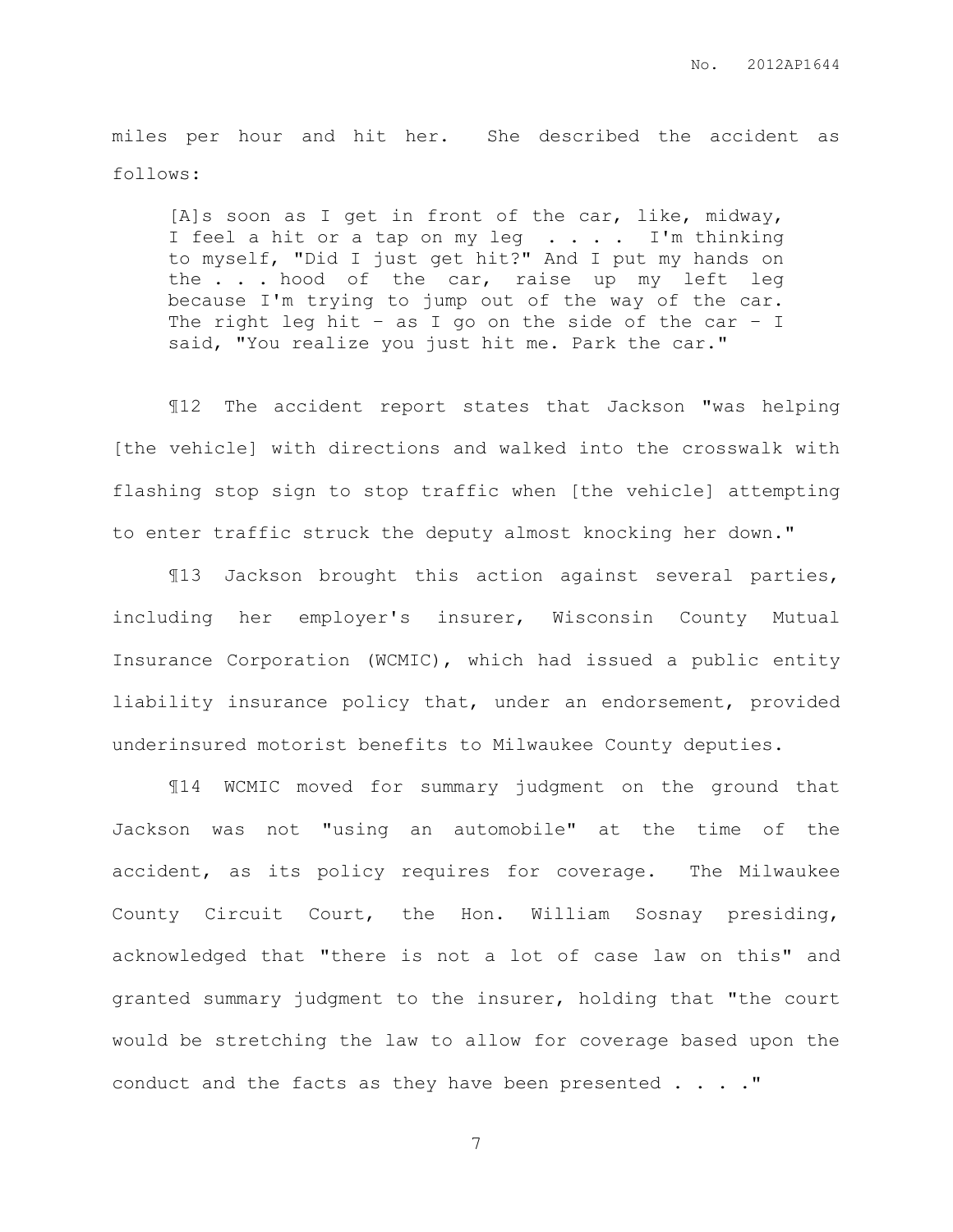miles per hour and hit her. She described the accident as follows:

> [A]s soon as I get in front of the car, like, midway, I feel a hit or a tap on my leg . . . . I'm thinking to myself, "Did I just get hit?" And I put my hands on the . . . hood of the car, raise up my left leg because I'm trying to jump out of the way of the car. The right leg hit – as I go on the side of the car – I said, "You realize you just hit me. Park the car."

¶12 The accident report states that Jackson "was helping [the vehicle] with directions and walked into the crosswalk with flashing stop sign to stop traffic when [the vehicle] attempting to enter traffic struck the deputy almost knocking her down."

¶13 Jackson brought this action against several parties, including her employer's insurer, Wisconsin County Mutual Insurance Corporation (WCMIC), which had issued a public entity liability insurance policy that, under an endorsement, provided underinsured motorist benefits to Milwaukee County deputies.

¶14 WCMIC moved for summary judgment on the ground that Jackson was not "using an automobile" at the time of the accident, as its policy requires for coverage. The Milwaukee County Circuit Court, the Hon. William Sosnay presiding, acknowledged that "there is not a lot of case law on this" and granted summary judgment to the insurer, holding that "the court would be stretching the law to allow for coverage based upon the conduct and the facts as they have been presented . . . ."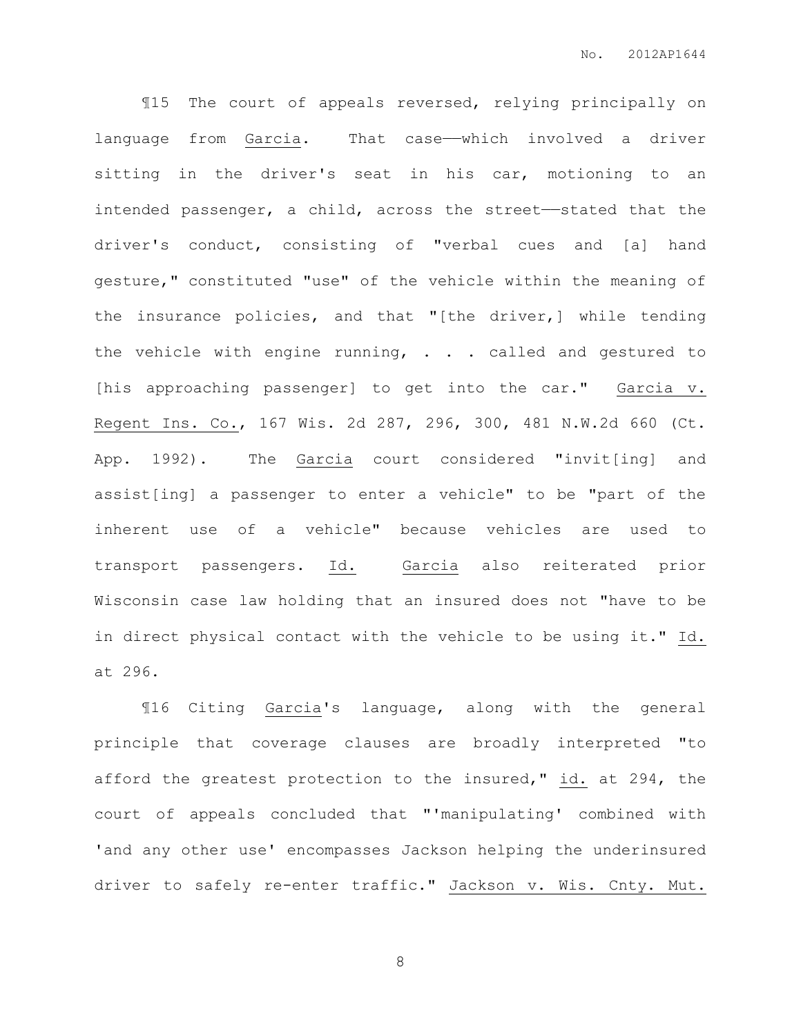¶15 The court of appeals reversed, relying principally on language from Garcia. That case——which involved a driver sitting in the driver's seat in his car, motioning to an intended passenger, a child, across the street——stated that the driver's conduct, consisting of "verbal cues and [a] hand gesture," constituted "use" of the vehicle within the meaning of the insurance policies, and that "[the driver,] while tending the vehicle with engine running, . . . called and gestured to [his approaching passenger] to get into the car." Garcia v. Regent Ins. Co., 167 Wis. 2d 287, 296, 300, 481 N.W.2d 660 (Ct. App. 1992). The Garcia court considered "invit[ing] and assist[ing] a passenger to enter a vehicle" to be "part of the inherent use of a vehicle" because vehicles are used to transport passengers. Id. Garcia also reiterated prior Wisconsin case law holding that an insured does not "have to be in direct physical contact with the vehicle to be using it." Id. at 296.

¶16 Citing Garcia's language, along with the general principle that coverage clauses are broadly interpreted "to afford the greatest protection to the insured," id. at 294, the court of appeals concluded that "'manipulating' combined with 'and any other use' encompasses Jackson helping the underinsured driver to safely re-enter traffic." Jackson v. Wis. Cnty. Mut.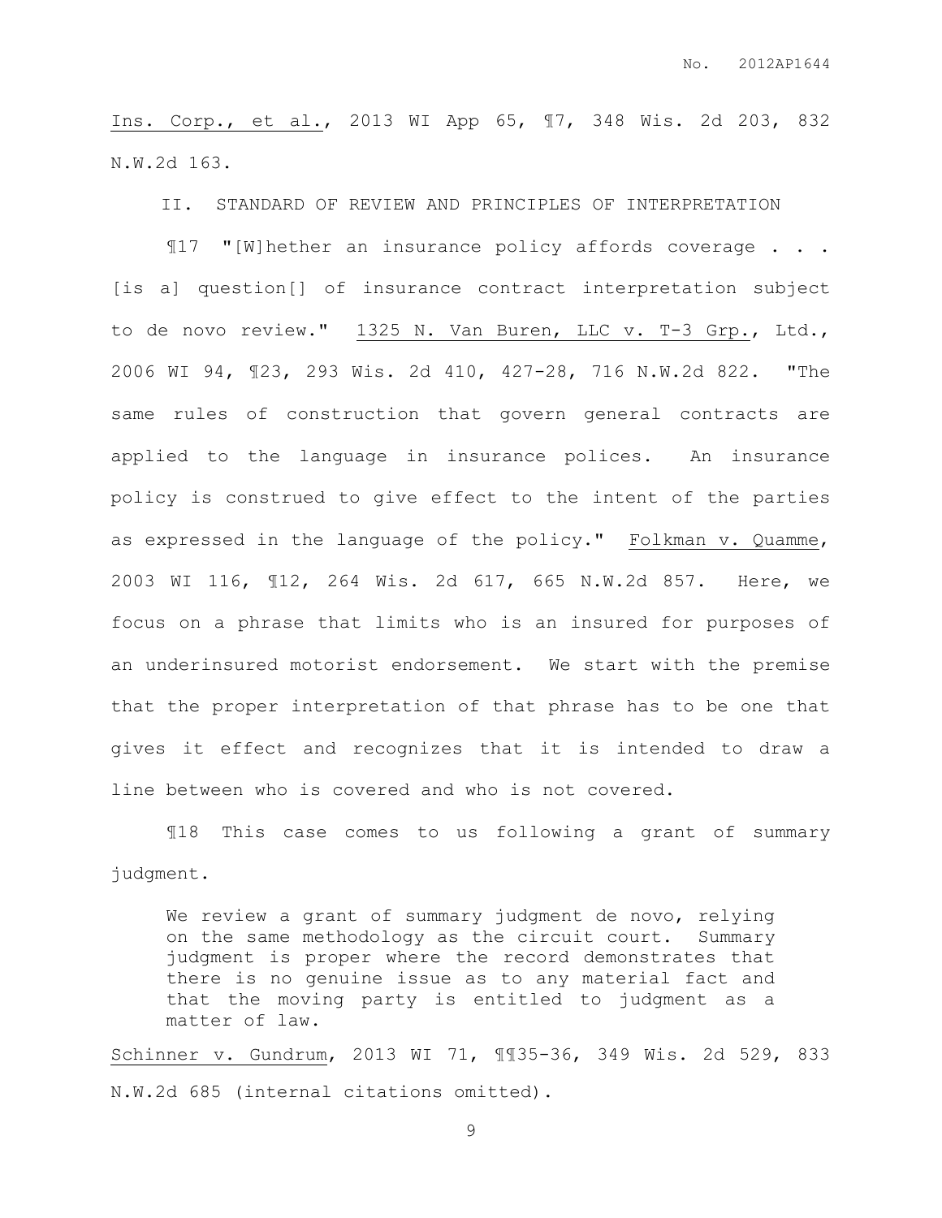Ins. Corp., et al., 2013 WI App 65, ¶7, 348 Wis. 2d 203, 832 N.W.2d 163.

## II. STANDARD OF REVIEW AND PRINCIPLES OF INTERPRETATION

¶17 "[W]hether an insurance policy affords coverage . . . [is a] question[] of insurance contract interpretation subject to de novo review." 1325 N. Van Buren, LLC v. T-3 Grp., Ltd., 2006 WI 94, ¶23, 293 Wis. 2d 410, 427-28, 716 N.W.2d 822. "The same rules of construction that govern general contracts are applied to the language in insurance polices. An insurance policy is construed to give effect to the intent of the parties as expressed in the language of the policy." Folkman v. Quamme, 2003 WI 116, ¶12, 264 Wis. 2d 617, 665 N.W.2d 857. Here, we focus on a phrase that limits who is an insured for purposes of an underinsured motorist endorsement. We start with the premise that the proper interpretation of that phrase has to be one that gives it effect and recognizes that it is intended to draw a line between who is covered and who is not covered.

¶18 This case comes to us following a grant of summary judgment.

> We review a grant of summary judgment de novo, relying on the same methodology as the circuit court. Summary judgment is proper where the record demonstrates that there is no genuine issue as to any material fact and that the moving party is entitled to judgment as a matter of law.

Schinner v. Gundrum, 2013 WI 71, ¶¶35-36, 349 Wis. 2d 529, 833 N.W.2d 685 (internal citations omitted).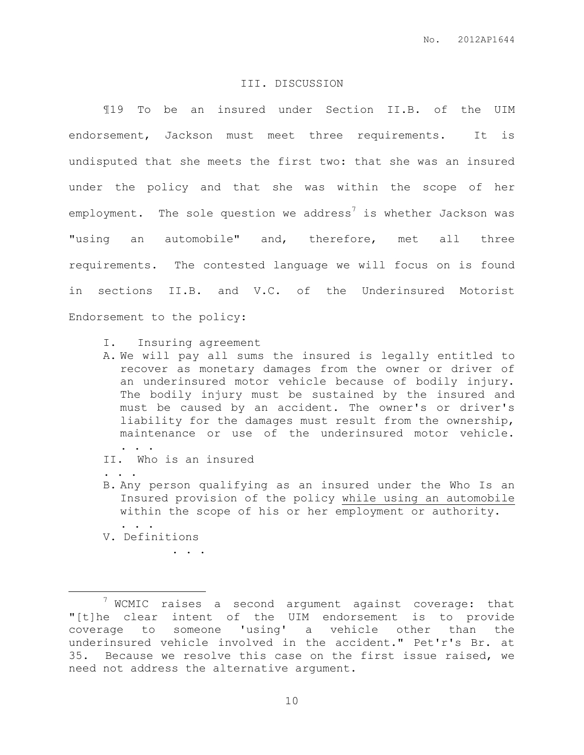## III. DISCUSSION

¶19 To be an insured under Section II.B. of the UIM endorsement, Jackson must meet three requirements. It is undisputed that she meets the first two: that she was an insured under the policy and that she was within the scope of her employment. The sole question we address[7] is whether Jackson was "using an automobile" and, therefore, met all three requirements. The contested language we will focus on is found in sections II.B. and V.C. of the Underinsured Motorist Endorsement to the policy:

> I. Insuring agreement
>
> A. We will pay all sums the insured is legally entitled to recover as monetary damages from the owner or driver of an underinsured motor vehicle because of bodily injury. The bodily injury must be sustained by the insured and must be caused by an accident. The owner's or driver's liability for the damages must result from the ownership, maintenance or use of the underinsured motor vehicle. . . .
>
> II. Who is an insured
>
> . . .
>
> B. Any person qualifying as an insured under the Who Is an Insured provision of the policy <u>while using an automobile within the scope of his or her employment or authority.</u> . . .
>
> V. Definitions
>
> . . .

---

[7] WCMIC raises a second argument against coverage: that "[t]he clear intent of the UIM endorsement is to provide coverage to someone 'using' a vehicle other than the underinsured vehicle involved in the accident." Pet'r's Br. at 35. Because we resolve this case on the first issue raised, we need not address the alternative argument.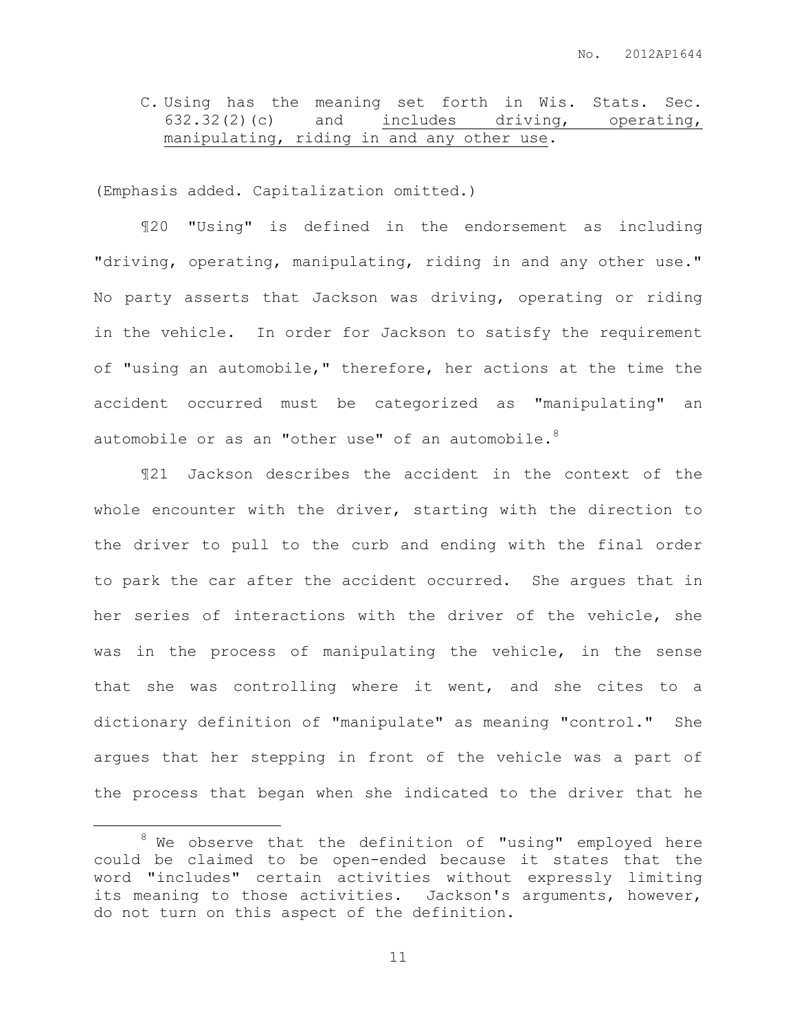C. Using has the meaning set forth in Wis. Stats. Sec. 632.32(2)(c) and <u>includes driving, operating, manipulating, riding in and any other use</u>.

(Emphasis added. Capitalization omitted.)

¶20 "Using" is defined in the endorsement as including "driving, operating, manipulating, riding in and any other use." No party asserts that Jackson was driving, operating or riding in the vehicle. In order for Jackson to satisfy the requirement of "using an automobile," therefore, her actions at the time the accident occurred must be categorized as "manipulating" an automobile or as an "other use" of an automobile.[8]

¶21 Jackson describes the accident in the context of the whole encounter with the driver, starting with the direction to the driver to pull to the curb and ending with the final order to park the car after the accident occurred. She argues that in her series of interactions with the driver of the vehicle, she was in the process of manipulating the vehicle, in the sense that she was controlling where it went, and she cites to a dictionary definition of "manipulate" as meaning "control." She argues that her stepping in front of the vehicle was a part of the process that began when she indicated to the driver that he

---

[8] We observe that the definition of "using" employed here could be claimed to be open-ended because it states that the word "includes" certain activities without expressly limiting its meaning to those activities. Jackson's arguments, however, do not turn on this aspect of the definition.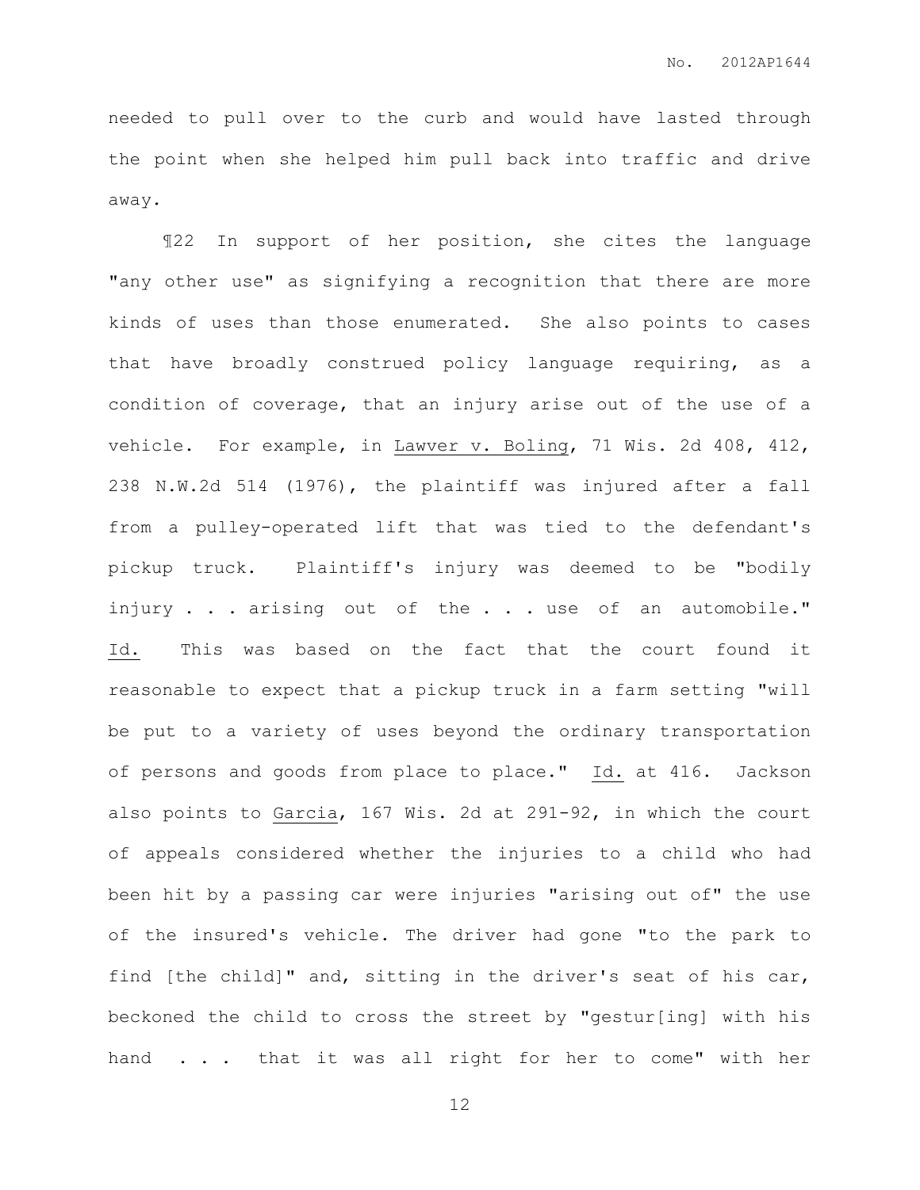needed to pull over to the curb and would have lasted through the point when she helped him pull back into traffic and drive away.

¶22 In support of her position, she cites the language "any other use" as signifying a recognition that there are more kinds of uses than those enumerated. She also points to cases that have broadly construed policy language requiring, as a condition of coverage, that an injury arise out of the use of a vehicle. For example, in Lawver v. Boling, 71 Wis. 2d 408, 412, 238 N.W.2d 514 (1976), the plaintiff was injured after a fall from a pulley-operated lift that was tied to the defendant's pickup truck. Plaintiff's injury was deemed to be "bodily injury . . . arising out of the . . . use of an automobile." Id. This was based on the fact that the court found it reasonable to expect that a pickup truck in a farm setting "will be put to a variety of uses beyond the ordinary transportation of persons and goods from place to place." Id. at 416. Jackson also points to Garcia, 167 Wis. 2d at 291-92, in which the court of appeals considered whether the injuries to a child who had been hit by a passing car were injuries "arising out of" the use of the insured's vehicle. The driver had gone "to the park to find [the child]" and, sitting in the driver's seat of his car, beckoned the child to cross the street by "gestur[ing] with his hand . . . that it was all right for her to come" with her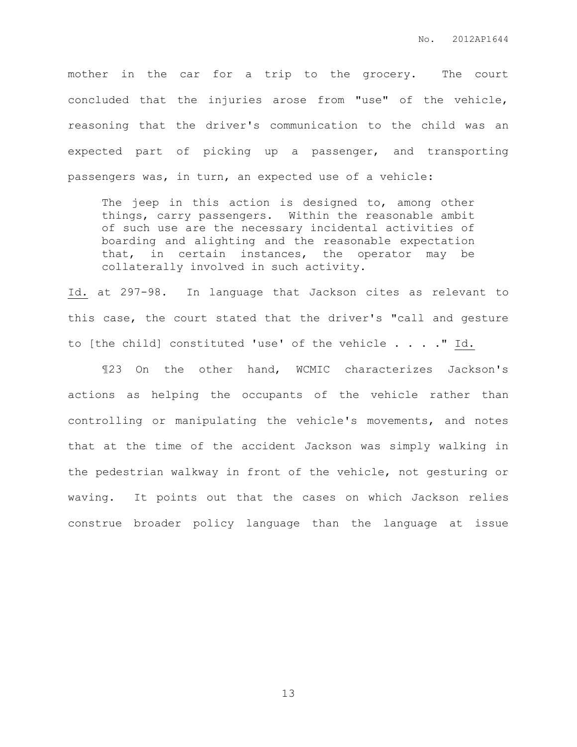mother in the car for a trip to the grocery. The court concluded that the injuries arose from "use" of the vehicle, reasoning that the driver's communication to the child was an expected part of picking up a passenger, and transporting passengers was, in turn, an expected use of a vehicle:

> The jeep in this action is designed to, among other things, carry passengers. Within the reasonable ambit of such use are the necessary incidental activities of boarding and alighting and the reasonable expectation that, in certain instances, the operator may be collaterally involved in such activity.

Id. at 297-98. In language that Jackson cites as relevant to this case, the court stated that the driver's "call and gesture to [the child] constituted 'use' of the vehicle . . . ." Id.

¶23 On the other hand, WCMIC characterizes Jackson's actions as helping the occupants of the vehicle rather than controlling or manipulating the vehicle's movements, and notes that at the time of the accident Jackson was simply walking in the pedestrian walkway in front of the vehicle, not gesturing or waving. It points out that the cases on which Jackson relies construe broader policy language than the language at issue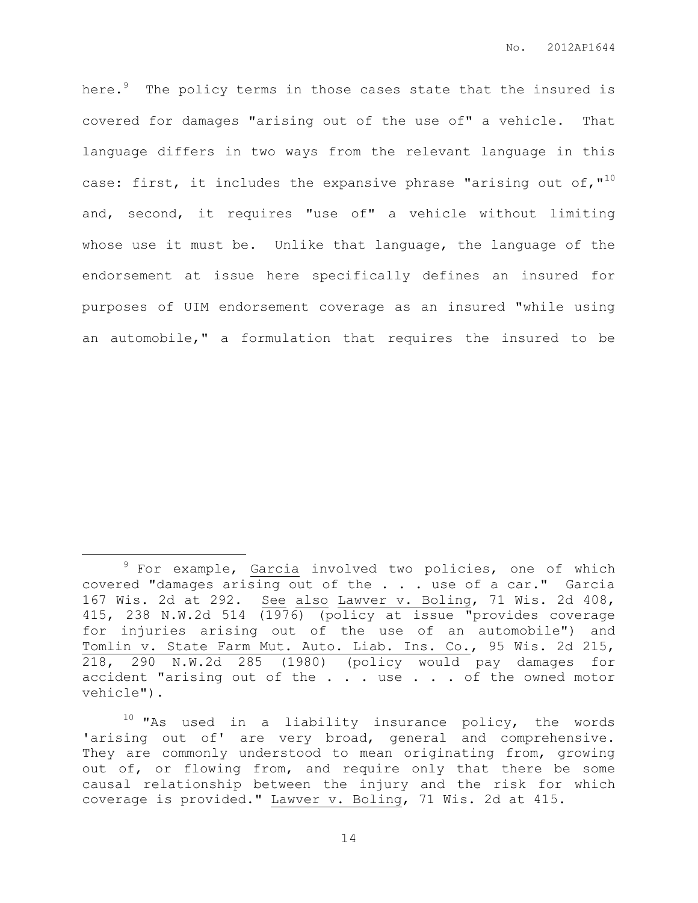here.[9] The policy terms in those cases state that the insured is covered for damages "arising out of the use of" a vehicle. That language differs in two ways from the relevant language in this case: first, it includes the expansive phrase "arising out of,"[10] and, second, it requires "use of" a vehicle without limiting whose use it must be. Unlike that language, the language of the endorsement at issue here specifically defines an insured for purposes of UIM endorsement coverage as an insured "while using an automobile," a formulation that requires the insured to be

---

[9] For example, Garcia involved two policies, one of which covered "damages arising out of the . . . use of a car." Garcia 167 Wis. 2d at 292. See also Lawver v. Boling, 71 Wis. 2d 408, 415, 238 N.W.2d 514 (1976) (policy at issue "provides coverage for injuries arising out of the use of an automobile") and Tomlin v. State Farm Mut. Auto. Liab. Ins. Co., 95 Wis. 2d 215, 218, 290 N.W.2d 285 (1980) (policy would pay damages for accident "arising out of the . . . use . . . of the owned motor vehicle").

[10] "As used in a liability insurance policy, the words 'arising out of' are very broad, general and comprehensive. They are commonly understood to mean originating from, growing out of, or flowing from, and require only that there be some causal relationship between the injury and the risk for which coverage is provided." Lawver v. Boling, 71 Wis. 2d at 415.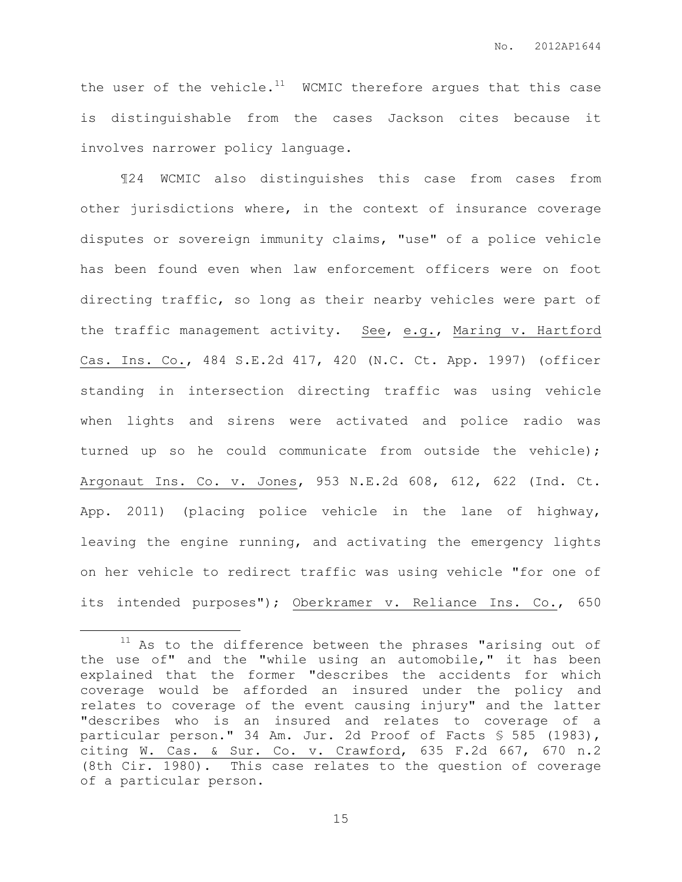the user of the vehicle.[11] WCMIC therefore argues that this case is distinguishable from the cases Jackson cites because it involves narrower policy language.

¶24 WCMIC also distinguishes this case from cases from other jurisdictions where, in the context of insurance coverage disputes or sovereign immunity claims, "use" of a police vehicle has been found even when law enforcement officers were on foot directing traffic, so long as their nearby vehicles were part of the traffic management activity. See, e.g., Maring v. Hartford Cas. Ins. Co., 484 S.E.2d 417, 420 (N.C. Ct. App. 1997) (officer standing in intersection directing traffic was using vehicle when lights and sirens were activated and police radio was turned up so he could communicate from outside the vehicle); Argonaut Ins. Co. v. Jones, 953 N.E.2d 608, 612, 622 (Ind. Ct. App. 2011) (placing police vehicle in the lane of highway, leaving the engine running, and activating the emergency lights on her vehicle to redirect traffic was using vehicle "for one of its intended purposes"); Oberkramer v. Reliance Ins. Co., 650

---

[11] As to the difference between the phrases "arising out of the use of" and the "while using an automobile," it has been explained that the former "describes the accidents for which coverage would be afforded an insured under the policy and relates to coverage of the event causing injury" and the latter "describes who is an insured and relates to coverage of a particular person." 34 Am. Jur. 2d Proof of Facts § 585 (1983), citing W. Cas. & Sur. Co. v. Crawford, 635 F.2d 667, 670 n.2 (8th Cir. 1980). This case relates to the question of coverage of a particular person.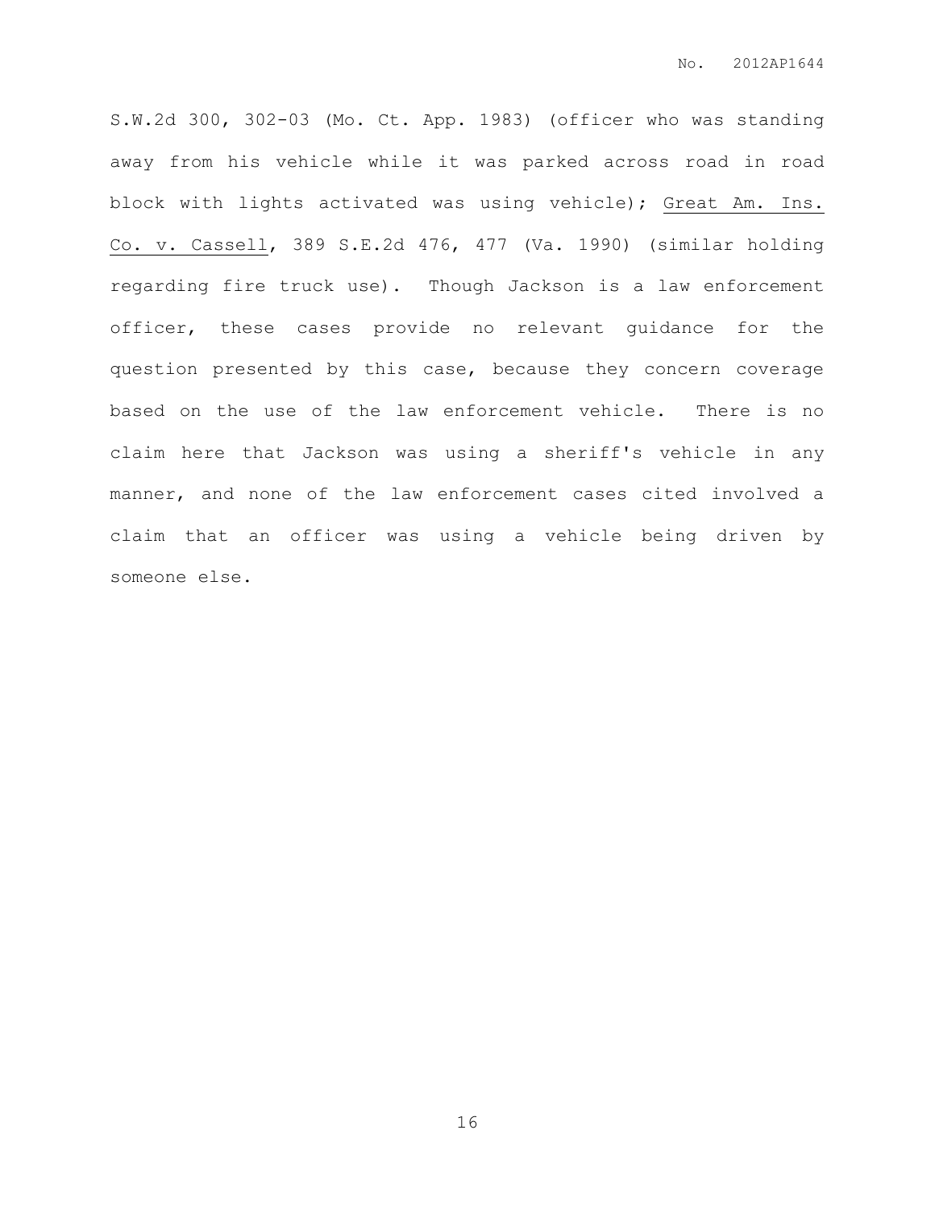S.W.2d 300, 302-03 (Mo. Ct. App. 1983) (officer who was standing away from his vehicle while it was parked across road in road block with lights activated was using vehicle); Great Am. Ins. Co. v. Cassell, 389 S.E.2d 476, 477 (Va. 1990) (similar holding regarding fire truck use). Though Jackson is a law enforcement officer, these cases provide no relevant guidance for the question presented by this case, because they concern coverage based on the use of the law enforcement vehicle. There is no claim here that Jackson was using a sheriff's vehicle in any manner, and none of the law enforcement cases cited involved a claim that an officer was using a vehicle being driven by someone else.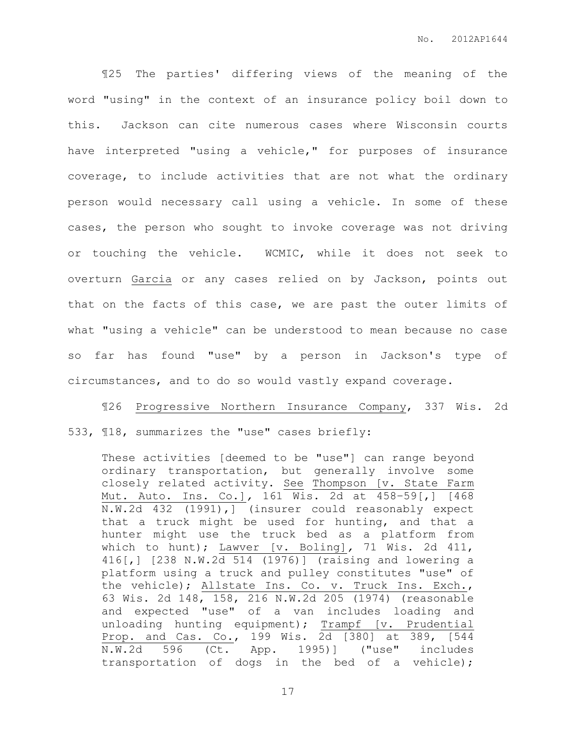¶25 The parties' differing views of the meaning of the word "using" in the context of an insurance policy boil down to this. Jackson can cite numerous cases where Wisconsin courts have interpreted "using a vehicle," for purposes of insurance coverage, to include activities that are not what the ordinary person would necessary call using a vehicle. In some of these cases, the person who sought to invoke coverage was not driving or touching the vehicle. WCMIC, while it does not seek to overturn Garcia or any cases relied on by Jackson, points out that on the facts of this case, we are past the outer limits of what "using a vehicle" can be understood to mean because no case so far has found "use" by a person in Jackson's type of circumstances, and to do so would vastly expand coverage.

¶26 Progressive Northern Insurance Company, 337 Wis. 2d 533, ¶18, summarizes the "use" cases briefly:

> These activities [deemed to be "use"] can range beyond ordinary transportation, but generally involve some closely related activity. See Thompson [v. State Farm Mut. Auto. Ins. Co.], 161 Wis. 2d at 458-59[,] [468 N.W.2d 432 (1991),] (insurer could reasonably expect that a truck might be used for hunting, and that a hunter might use the truck bed as a platform from which to hunt); Lawver [v. Boling], 71 Wis. 2d 411, 416[,] [238 N.W.2d 514 (1976)] (raising and lowering a platform using a truck and pulley constitutes "use" of the vehicle); Allstate Ins. Co. v. Truck Ins. Exch., 63 Wis. 2d 148, 158, 216 N.W.2d 205 (1974) (reasonable and expected "use" of a van includes loading and unloading hunting equipment); Trampf [v. Prudential Prop. and Cas. Co., 199 Wis. 2d [380] at 389, [544 N.W.2d 596 (Ct. App. 1995)] ("use" includes transportation of dogs in the bed of a vehicle);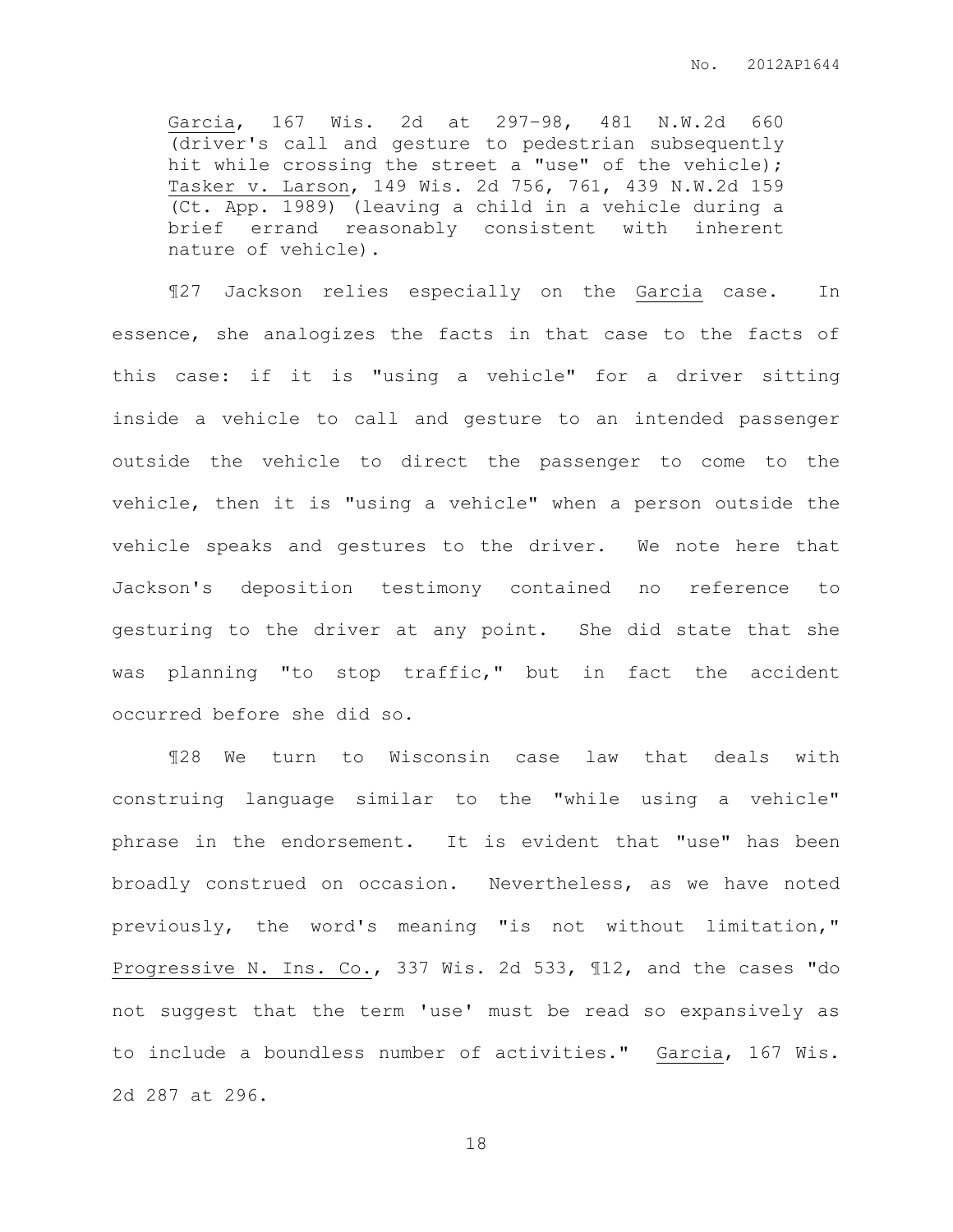Garcia, 167 Wis. 2d at 297-98, 481 N.W.2d 660 (driver's call and gesture to pedestrian subsequently hit while crossing the street a "use" of the vehicle); Tasker v. Larson, 149 Wis. 2d 756, 761, 439 N.W.2d 159 (Ct. App. 1989) (leaving a child in a vehicle during a brief errand reasonably consistent with inherent nature of vehicle).

¶27 Jackson relies especially on the Garcia case. In essence, she analogizes the facts in that case to the facts of this case: if it is "using a vehicle" for a driver sitting inside a vehicle to call and gesture to an intended passenger outside the vehicle to direct the passenger to come to the vehicle, then it is "using a vehicle" when a person outside the vehicle speaks and gestures to the driver. We note here that Jackson's deposition testimony contained no reference to gesturing to the driver at any point. She did state that she was planning "to stop traffic," but in fact the accident occurred before she did so.

¶28 We turn to Wisconsin case law that deals with construing language similar to the "while using a vehicle" phrase in the endorsement. It is evident that "use" has been broadly construed on occasion. Nevertheless, as we have noted previously, the word's meaning "is not without limitation," Progressive N. Ins. Co., 337 Wis. 2d 533, ¶12, and the cases "do not suggest that the term 'use' must be read so expansively as to include a boundless number of activities." Garcia, 167 Wis. 2d 287 at 296.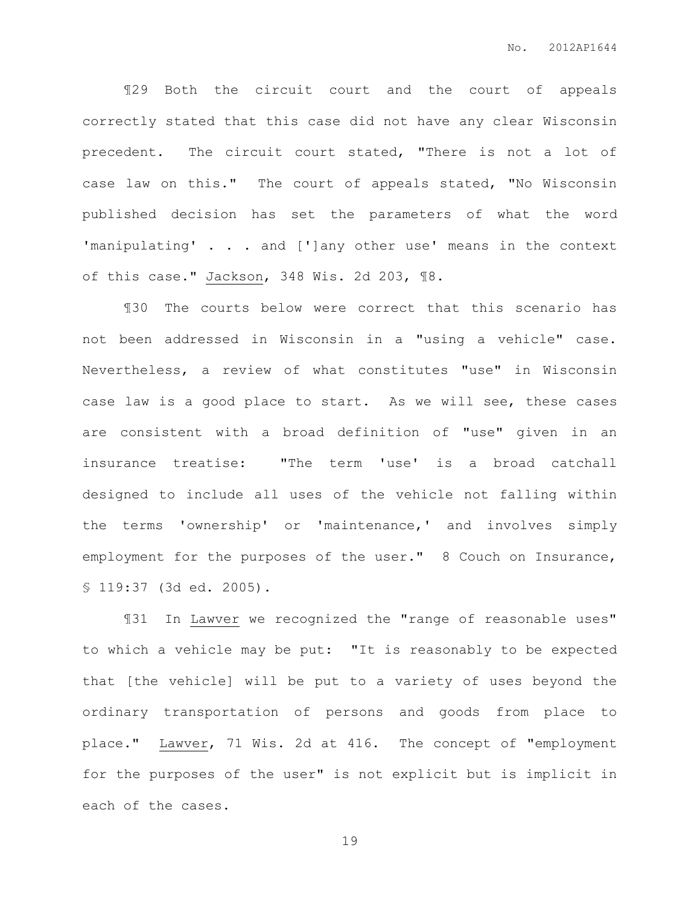¶29 Both the circuit court and the court of appeals correctly stated that this case did not have any clear Wisconsin precedent. The circuit court stated, "There is not a lot of case law on this." The court of appeals stated, "No Wisconsin published decision has set the parameters of what the word 'manipulating' . . . and [']any other use' means in the context of this case." Jackson, 348 Wis. 2d 203, ¶8.

¶30 The courts below were correct that this scenario has not been addressed in Wisconsin in a "using a vehicle" case. Nevertheless, a review of what constitutes "use" in Wisconsin case law is a good place to start. As we will see, these cases are consistent with a broad definition of "use" given in an insurance treatise: "The term 'use' is a broad catchall designed to include all uses of the vehicle not falling within the terms 'ownership' or 'maintenance,' and involves simply employment for the purposes of the user." 8 Couch on Insurance, § 119:37 (3d ed. 2005).

¶31 In Lawver we recognized the "range of reasonable uses" to which a vehicle may be put: "It is reasonably to be expected that [the vehicle] will be put to a variety of uses beyond the ordinary transportation of persons and goods from place to place." Lawver, 71 Wis. 2d at 416. The concept of "employment for the purposes of the user" is not explicit but is implicit in each of the cases.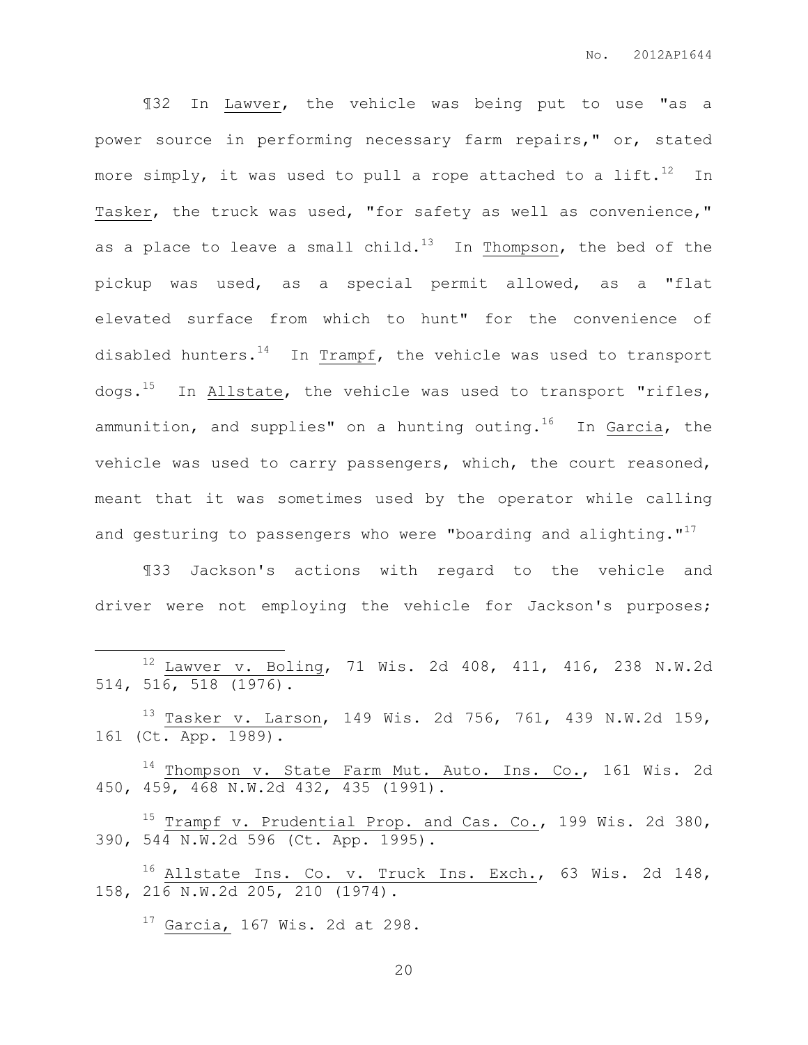¶32 In Lawver, the vehicle was being put to use "as a power source in performing necessary farm repairs," or, stated more simply, it was used to pull a rope attached to a lift.[12] In Tasker, the truck was used, "for safety as well as convenience," as a place to leave a small child.[13] In Thompson, the bed of the pickup was used, as a special permit allowed, as a "flat elevated surface from which to hunt" for the convenience of disabled hunters.[14] In Trampf, the vehicle was used to transport dogs.[15] In Allstate, the vehicle was used to transport "rifles, ammunition, and supplies" on a hunting outing.[16] In Garcia, the vehicle was used to carry passengers, which, the court reasoned, meant that it was sometimes used by the operator while calling and gesturing to passengers who were "boarding and alighting."[17]

¶33 Jackson's actions with regard to the vehicle and driver were not employing the vehicle for Jackson's purposes;

---

[12] Lawver v. Boling, 71 Wis. 2d 408, 411, 416, 238 N.W.2d 514, 516, 518 (1976).

[13] Tasker v. Larson, 149 Wis. 2d 756, 761, 439 N.W.2d 159, 161 (Ct. App. 1989).

[14] Thompson v. State Farm Mut. Auto. Ins. Co., 161 Wis. 2d 450, 459, 468 N.W.2d 432, 435 (1991).

[15] Trampf v. Prudential Prop. and Cas. Co., 199 Wis. 2d 380, 390, 544 N.W.2d 596 (Ct. App. 1995).

[16] Allstate Ins. Co. v. Truck Ins. Exch., 63 Wis. 2d 148, 158, 216 N.W.2d 205, 210 (1974).

[17] Garcia, 167 Wis. 2d at 298.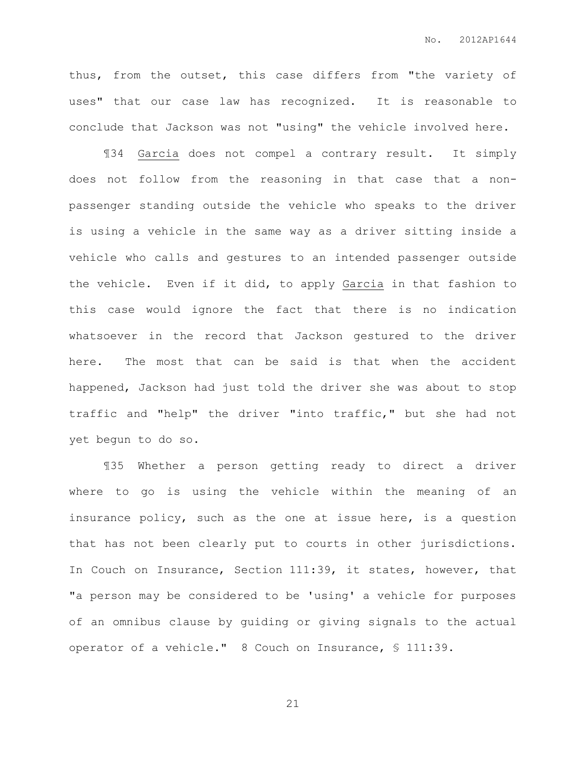thus, from the outset, this case differs from "the variety of uses" that our case law has recognized. It is reasonable to conclude that Jackson was not "using" the vehicle involved here.

¶34 Garcia does not compel a contrary result. It simply does not follow from the reasoning in that case that a non-passenger standing outside the vehicle who speaks to the driver is using a vehicle in the same way as a driver sitting inside a vehicle who calls and gestures to an intended passenger outside the vehicle. Even if it did, to apply Garcia in that fashion to this case would ignore the fact that there is no indication whatsoever in the record that Jackson gestured to the driver here. The most that can be said is that when the accident happened, Jackson had just told the driver she was about to stop traffic and "help" the driver "into traffic," but she had not yet begun to do so.

¶35 Whether a person getting ready to direct a driver where to go is using the vehicle within the meaning of an insurance policy, such as the one at issue here, is a question that has not been clearly put to courts in other jurisdictions. In Couch on Insurance, Section 111:39, it states, however, that "a person may be considered to be 'using' a vehicle for purposes of an omnibus clause by guiding or giving signals to the actual operator of a vehicle." 8 Couch on Insurance, § 111:39.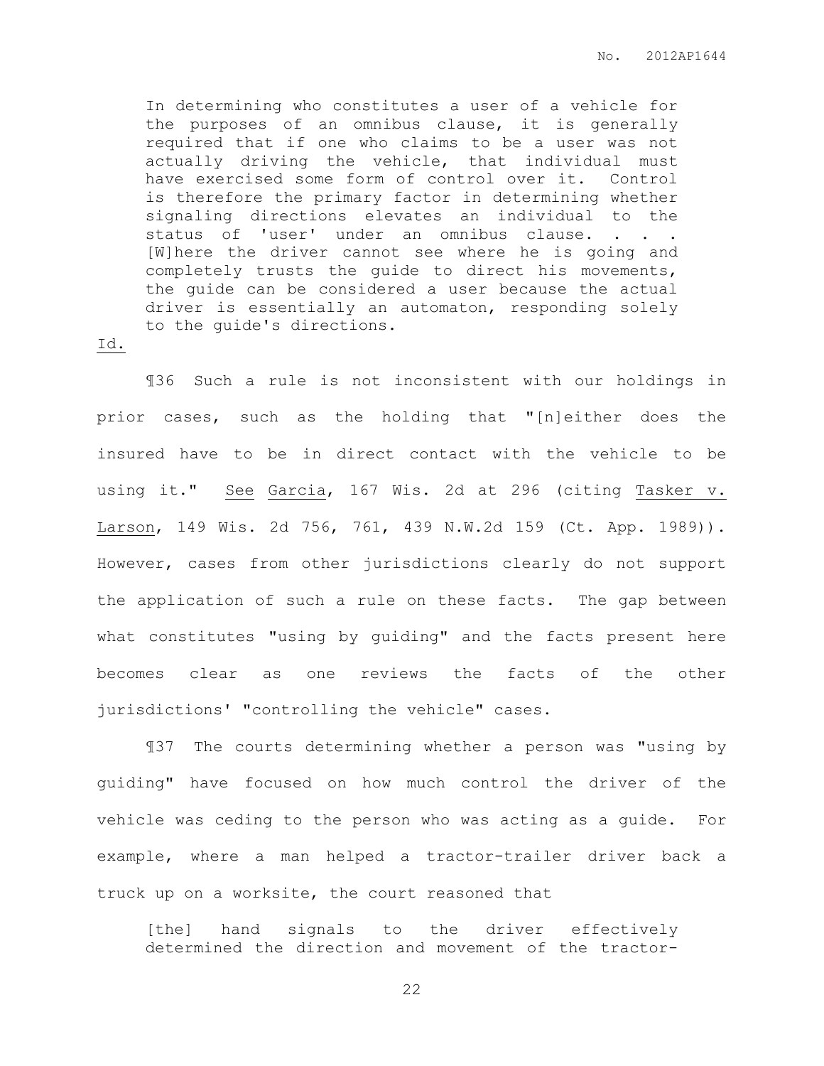> In determining who constitutes a user of a vehicle for the purposes of an omnibus clause, it is generally required that if one who claims to be a user was not actually driving the vehicle, that individual must have exercised some form of control over it. Control is therefore the primary factor in determining whether signaling directions elevates an individual to the status of 'user' under an omnibus clause. . . . [W]here the driver cannot see where he is going and completely trusts the guide to direct his movements, the guide can be considered a user because the actual driver is essentially an automaton, responding solely to the guide's directions.

Id.

¶36 Such a rule is not inconsistent with our holdings in prior cases, such as the holding that "[n]either does the insured have to be in direct contact with the vehicle to be using it." See Garcia, 167 Wis. 2d at 296 (citing Tasker v. Larson, 149 Wis. 2d 756, 761, 439 N.W.2d 159 (Ct. App. 1989)). However, cases from other jurisdictions clearly do not support the application of such a rule on these facts. The gap between what constitutes "using by guiding" and the facts present here becomes clear as one reviews the facts of the other jurisdictions' "controlling the vehicle" cases.

¶37 The courts determining whether a person was "using by guiding" have focused on how much control the driver of the vehicle was ceding to the person who was acting as a guide. For example, where a man helped a tractor-trailer driver back a truck up on a worksite, the court reasoned that

> [the] hand signals to the driver effectively determined the direction and movement of the tractor-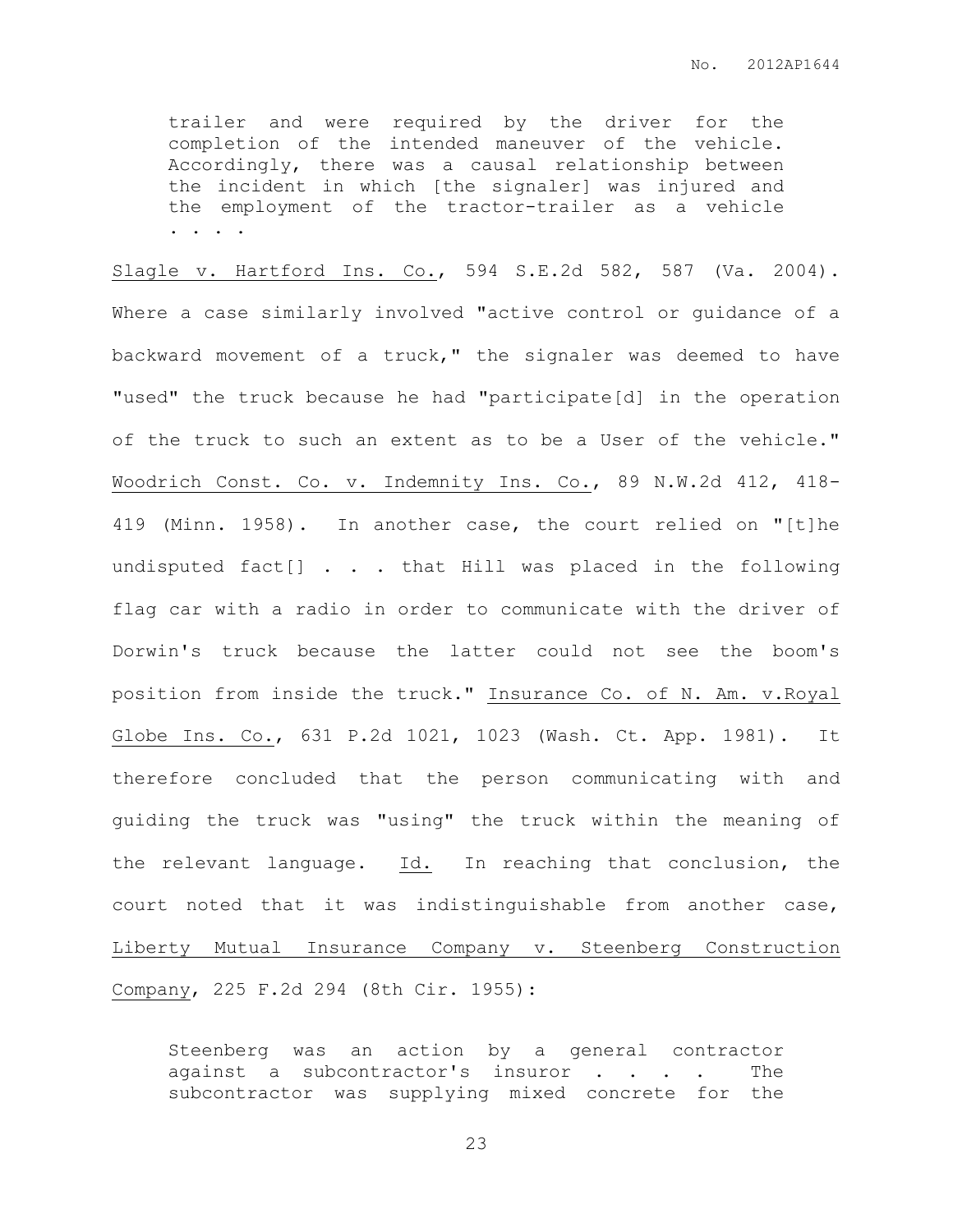> trailer and were required by the driver for the completion of the intended maneuver of the vehicle. Accordingly, there was a causal relationship between the incident in which [the signaler] was injured and the employment of the tractor-trailer as a vehicle . . . .

<u>Slagle v. Hartford Ins. Co.</u>, 594 S.E.2d 582, 587 (Va. 2004). Where a case similarly involved "active control or guidance of a backward movement of a truck," the signaler was deemed to have "used" the truck because he had "participate[d] in the operation of the truck to such an extent as to be a User of the vehicle." <u>Woodrich Const. Co. v. Indemnity Ins. Co.</u>, 89 N.W.2d 412, 418-419 (Minn. 1958). In another case, the court relied on "[t]he undisputed fact[] . . . that Hill was placed in the following flag car with a radio in order to communicate with the driver of Dorwin's truck because the latter could not see the boom's position from inside the truck." <u>Insurance Co. of N. Am. v.Royal Globe Ins. Co.</u>, 631 P.2d 1021, 1023 (Wash. Ct. App. 1981). It therefore concluded that the person communicating with and guiding the truck was "using" the truck within the meaning of the relevant language. <u>Id.</u> In reaching that conclusion, the court noted that it was indistinguishable from another case, <u>Liberty Mutual Insurance Company v. Steenberg Construction Company</u>, 225 F.2d 294 (8th Cir. 1955):

> Steenberg was an action by a general contractor against a subcontractor's insuror . . . . The subcontractor was supplying mixed concrete for the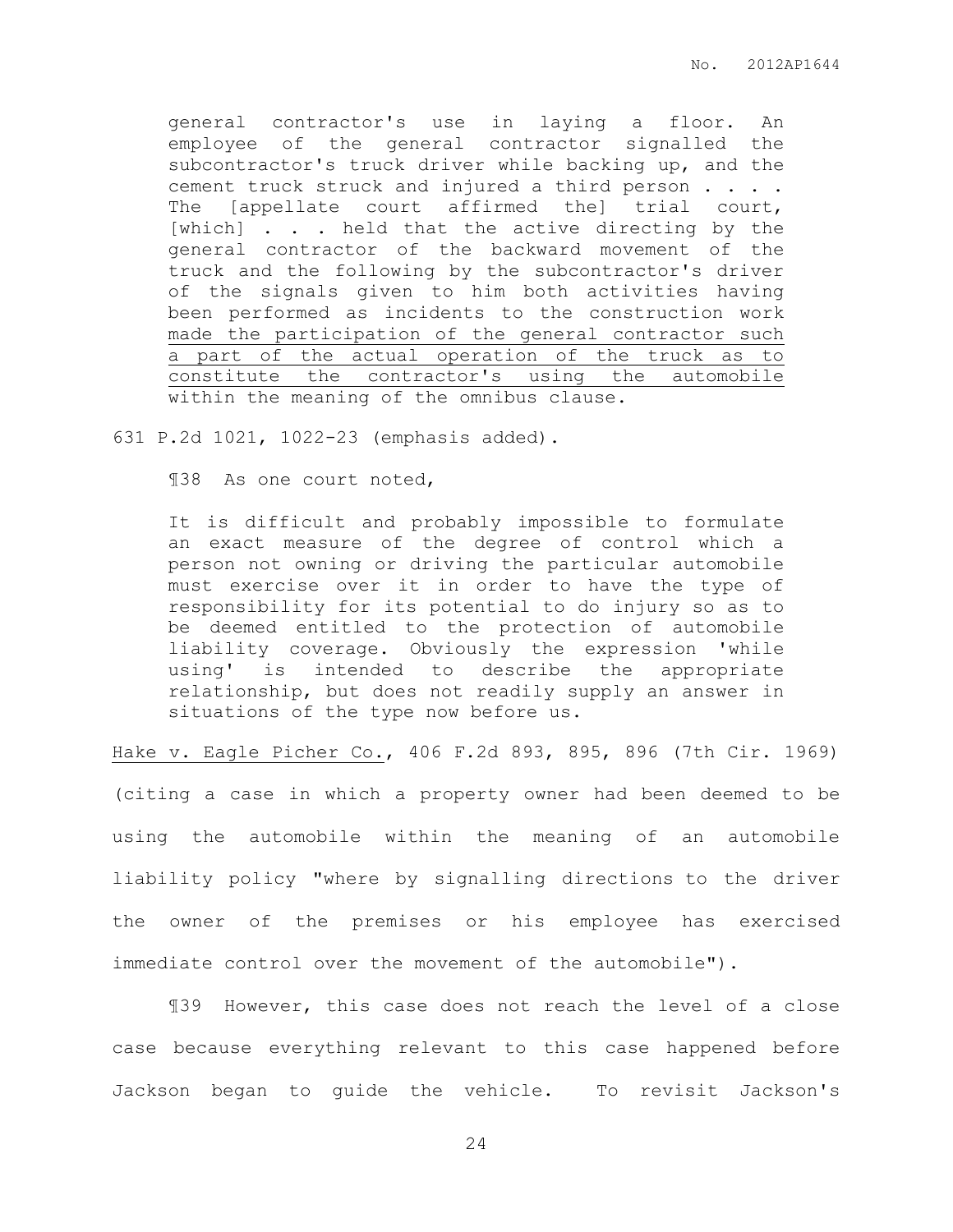> general contractor's use in laying a floor. An employee of the general contractor signalled the subcontractor's truck driver while backing up, and the cement truck struck and injured a third person . . . . The [appellate court affirmed the] trial court, [which] . . . held that the active directing by the general contractor of the backward movement of the truck and the following by the subcontractor's driver of the signals given to him both activities having been performed as incidents to the construction work <u>made the participation of the general contractor such a part of the actual operation of the truck as to constitute the contractor's using the automobile</u> within the meaning of the omnibus clause.

631 P.2d 1021, 1022-23 (emphasis added).

¶38 As one court noted,

> It is difficult and probably impossible to formulate an exact measure of the degree of control which a person not owning or driving the particular automobile must exercise over it in order to have the type of responsibility for its potential to do injury so as to be deemed entitled to the protection of automobile liability coverage. Obviously the expression 'while using' is intended to describe the appropriate relationship, but does not readily supply an answer in situations of the type now before us.

<u>Hake v. Eagle Picher Co.</u>, 406 F.2d 893, 895, 896 (7th Cir. 1969) (citing a case in which a property owner had been deemed to be using the automobile within the meaning of an automobile liability policy "where by signalling directions to the driver the owner of the premises or his employee has exercised immediate control over the movement of the automobile").

¶39 However, this case does not reach the level of a close case because everything relevant to this case happened before Jackson began to guide the vehicle. To revisit Jackson's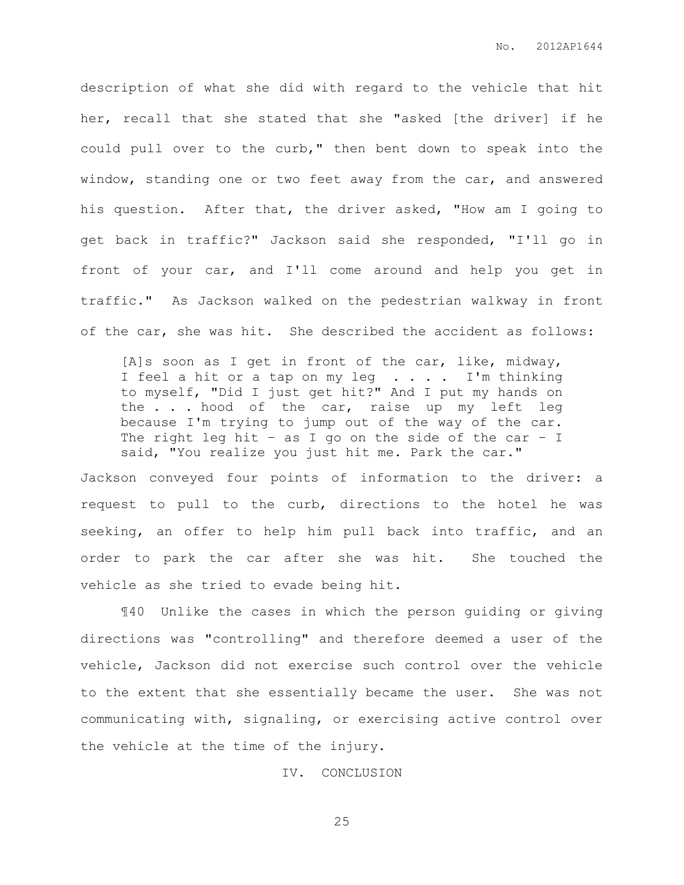description of what she did with regard to the vehicle that hit her, recall that she stated that she "asked [the driver] if he could pull over to the curb," then bent down to speak into the window, standing one or two feet away from the car, and answered his question. After that, the driver asked, "How am I going to get back in traffic?" Jackson said she responded, "I'll go in front of your car, and I'll come around and help you get in traffic." As Jackson walked on the pedestrian walkway in front of the car, she was hit. She described the accident as follows:

> [A]s soon as I get in front of the car, like, midway, I feel a hit or a tap on my leg . . . . I'm thinking to myself, "Did I just get hit?" And I put my hands on the . . . hood of the car, raise up my left leg because I'm trying to jump out of the way of the car. The right leg hit – as I go on the side of the car – I said, "You realize you just hit me. Park the car."

Jackson conveyed four points of information to the driver: a request to pull to the curb, directions to the hotel he was seeking, an offer to help him pull back into traffic, and an order to park the car after she was hit. She touched the vehicle as she tried to evade being hit.

¶40 Unlike the cases in which the person guiding or giving directions was "controlling" and therefore deemed a user of the vehicle, Jackson did not exercise such control over the vehicle to the extent that she essentially became the user. She was not communicating with, signaling, or exercising active control over the vehicle at the time of the injury.

## IV. CONCLUSION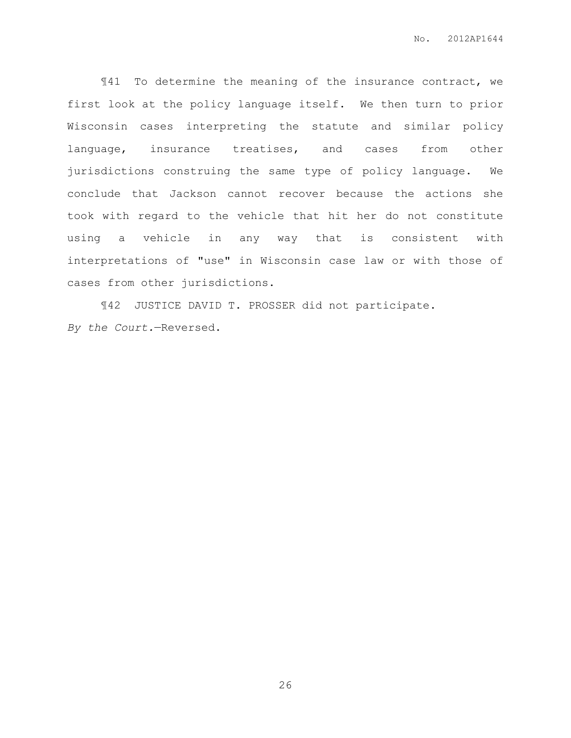¶41 To determine the meaning of the insurance contract, we first look at the policy language itself. We then turn to prior Wisconsin cases interpreting the statute and similar policy language, insurance treatises, and cases from other jurisdictions construing the same type of policy language. We conclude that Jackson cannot recover because the actions she took with regard to the vehicle that hit her do not constitute using a vehicle in any way that is consistent with interpretations of "use" in Wisconsin case law or with those of cases from other jurisdictions.

¶42 JUSTICE DAVID T. PROSSER did not participate.

*By the Court.*—Reversed.